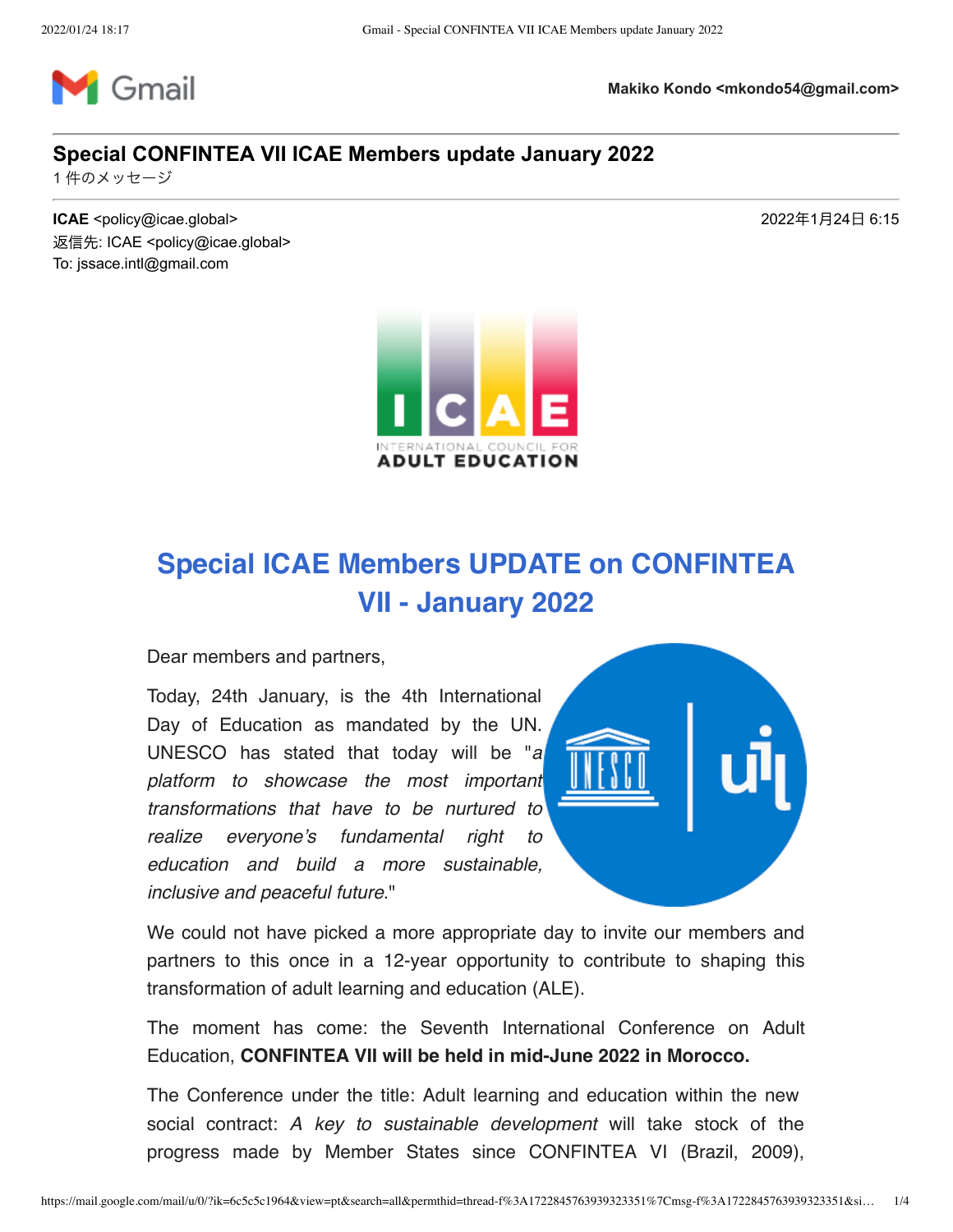Makiko Kondo <mkondo54@gmail.com>

# Special CONFINTEA VII ICAE Members update January 2022

1 件のメッセージ

**ICAE** <policy@icae.global> 2022年1月24日 6:15
返信先: ICAE <policy@icae.global>
To: jssace.intl@gmail.com

ICAE
INTERNATIONAL COUNCIL FOR
ADULT EDUCATION

## Special ICAE Members UPDATE on CONFINTEA VII - January 2022

Dear members and partners,

Today, 24th January, is the 4th International Day of Education as mandated by the UN. UNESCO has stated that today will be "*a platform to showcase the most important transformations that have to be nurtured to realize everyone's fundamental right to education and build a more sustainable, inclusive and peaceful future*."

We could not have picked a more appropriate day to invite our members and partners to this once in a 12-year opportunity to contribute to shaping this transformation of adult learning and education (ALE).

The moment has come: the Seventh International Conference on Adult Education, **CONFINTEA VII will be held in mid-June 2022 in Morocco.**

The Conference under the title: Adult learning and education within the new social contract: *A key to sustainable development* will take stock of the progress made by Member States since CONFINTEA VI (Brazil, 2009),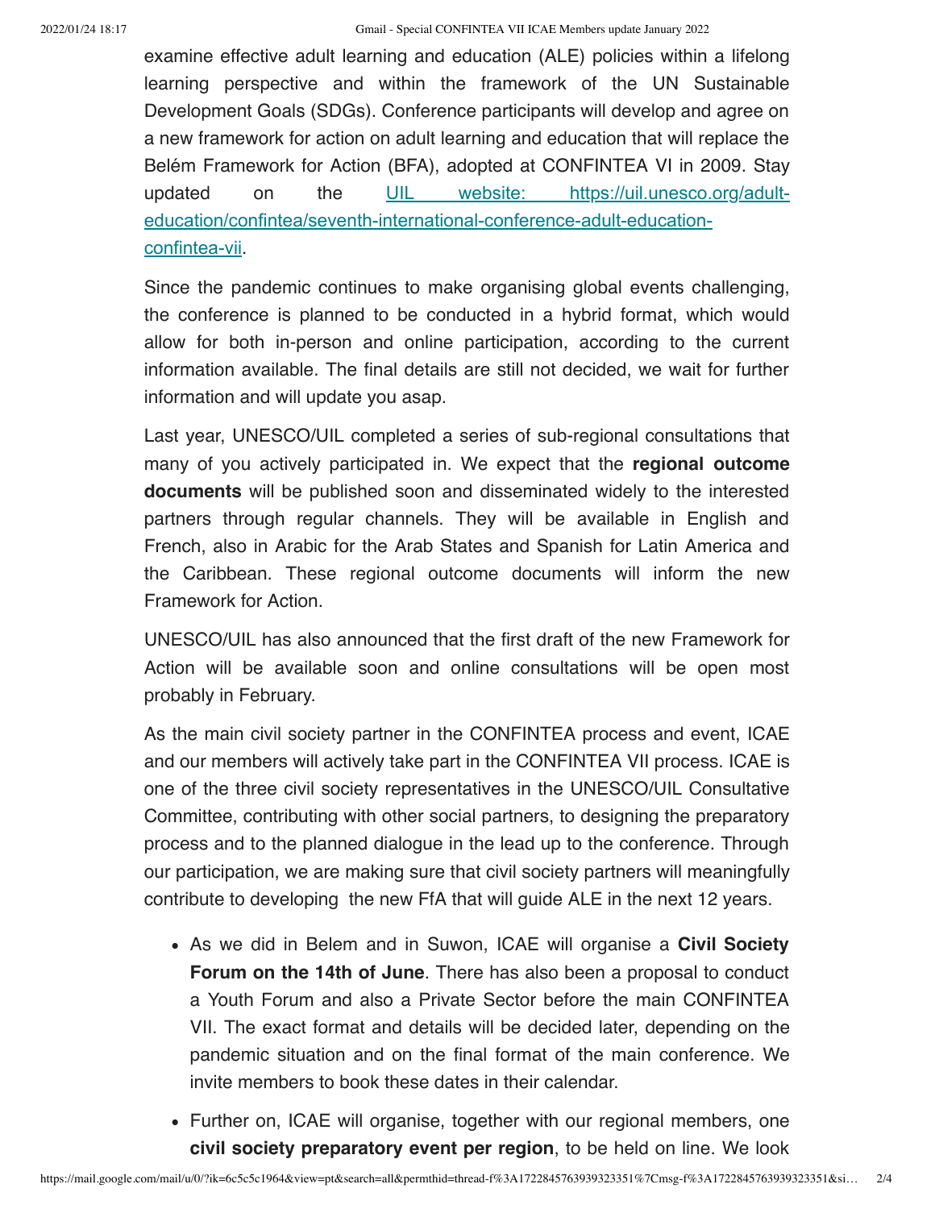examine effective adult learning and education (ALE) policies within a lifelong learning perspective and within the framework of the UN Sustainable Development Goals (SDGs). Conference participants will develop and agree on a new framework for action on adult learning and education that will replace the Belém Framework for Action (BFA), adopted at CONFINTEA VI in 2009. Stay updated on the [UIL website: https://uil.unesco.org/adult-education/confintea/seventh-international-conference-adult-education-confintea-vii](https://uil.unesco.org/adult-education/confintea/seventh-international-conference-adult-education-confintea-vii).

Since the pandemic continues to make organising global events challenging, the conference is planned to be conducted in a hybrid format, which would allow for both in-person and online participation, according to the current information available. The final details are still not decided, we wait for further information and will update you asap.

Last year, UNESCO/UIL completed a series of sub-regional consultations that many of you actively participated in. We expect that the **regional outcome documents** will be published soon and disseminated widely to the interested partners through regular channels. They will be available in English and French, also in Arabic for the Arab States and Spanish for Latin America and the Caribbean. These regional outcome documents will inform the new Framework for Action.

UNESCO/UIL has also announced that the first draft of the new Framework for Action will be available soon and online consultations will be open most probably in February.

As the main civil society partner in the CONFINTEA process and event, ICAE and our members will actively take part in the CONFINTEA VII process. ICAE is one of the three civil society representatives in the UNESCO/UIL Consultative Committee, contributing with other social partners, to designing the preparatory process and to the planned dialogue in the lead up to the conference. Through our participation, we are making sure that civil society partners will meaningfully contribute to developing the new FfA that will guide ALE in the next 12 years.

- As we did in Belem and in Suwon, ICAE will organise a **Civil Society Forum on the 14th of June**. There has also been a proposal to conduct a Youth Forum and also a Private Sector before the main CONFINTEA VII. The exact format and details will be decided later, depending on the pandemic situation and on the final format of the main conference. We invite members to book these dates in their calendar.
- Further on, ICAE will organise, together with our regional members, one **civil society preparatory event per region**, to be held on line. We look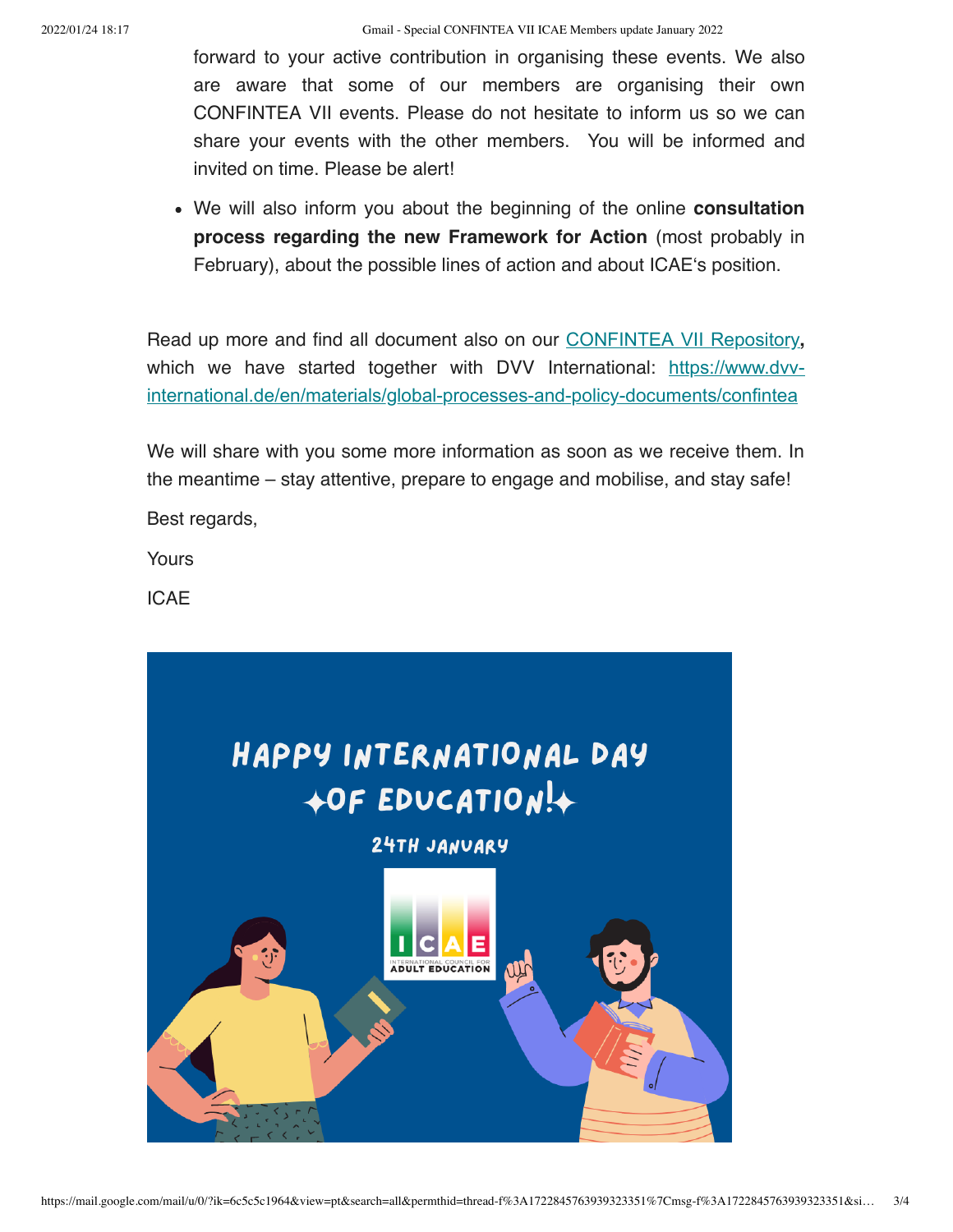forward to your active contribution in organising these events. We also are aware that some of our members are organising their own CONFINTEA VII events. Please do not hesitate to inform us so we can share your events with the other members. You will be informed and invited on time. Please be alert!

- We will also inform you about the beginning of the online **consultation process regarding the new Framework for Action** (most probably in February), about the possible lines of action and about ICAE's position.

Read up more and find all document also on our CONFINTEA VII Repository**,** which we have started together with DVV International: https://www.dvv-international.de/en/materials/global-processes-and-policy-documents/confintea

We will share with you some more information as soon as we receive them. In the meantime – stay attentive, prepare to engage and mobilise, and stay safe!

Best regards,

Yours

ICAE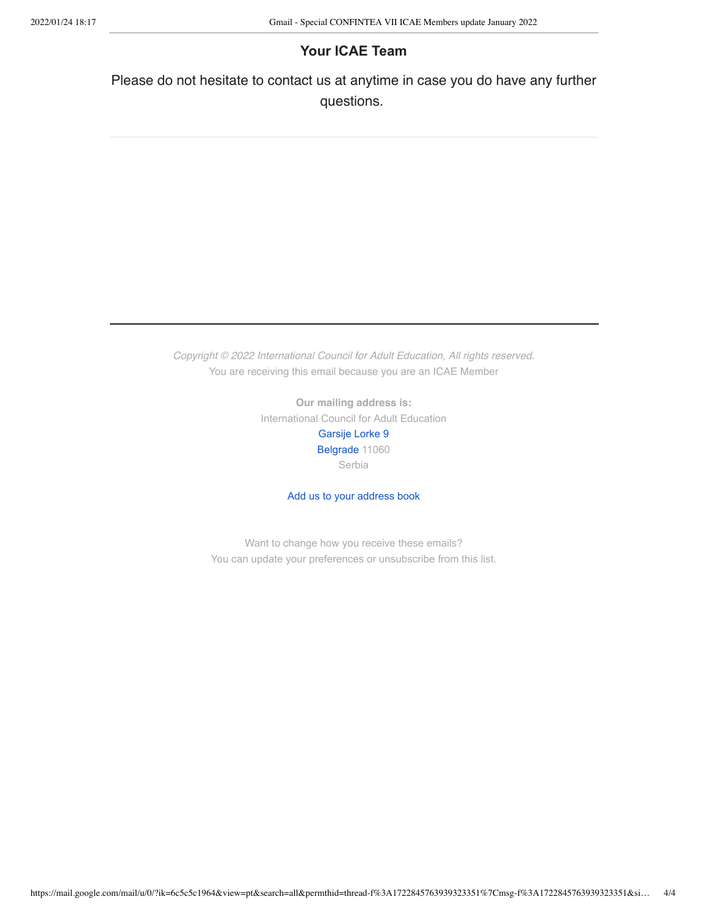**Your ICAE Team**

Please do not hesitate to contact us at anytime in case you do have any further questions.

---

*Copyright © 2022 International Council for Adult Education, All rights reserved.*
You are receiving this email because you are an ICAE Member

**Our mailing address is:**
International Council for Adult Education
Garsije Lorke 9
Belgrade 11060
Serbia

Add us to your address book

Want to change how you receive these emails?
You can update your preferences or unsubscribe from this list.